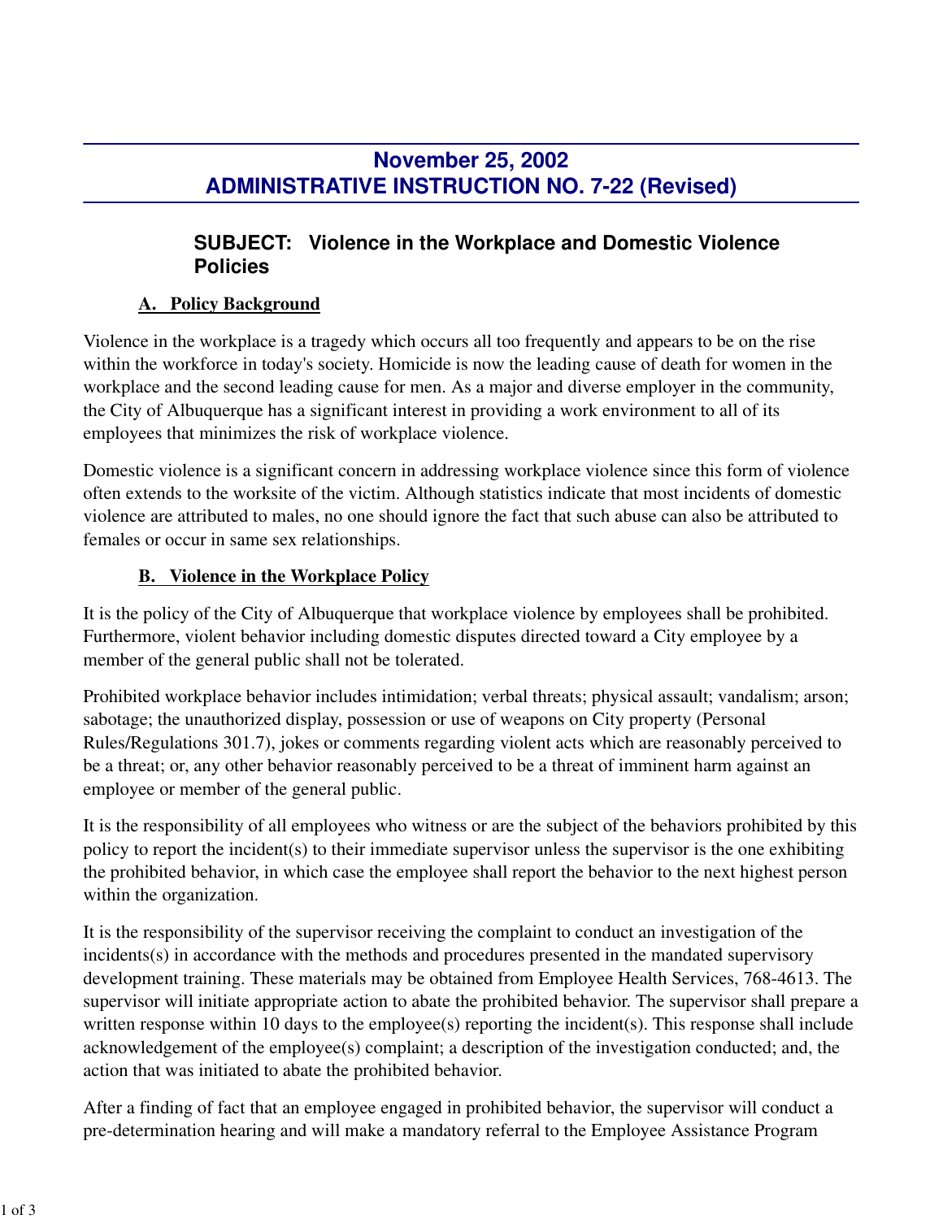# November 25, 2002
# ADMINISTRATIVE INSTRUCTION NO. 7-22 (Revised)

## SUBJECT: Violence in the Workplace and Domestic Violence Policies

### A. Policy Background

Violence in the workplace is a tragedy which occurs all too frequently and appears to be on the rise within the workforce in today's society. Homicide is now the leading cause of death for women in the workplace and the second leading cause for men. As a major and diverse employer in the community, the City of Albuquerque has a significant interest in providing a work environment to all of its employees that minimizes the risk of workplace violence.

Domestic violence is a significant concern in addressing workplace violence since this form of violence often extends to the worksite of the victim. Although statistics indicate that most incidents of domestic violence are attributed to males, no one should ignore the fact that such abuse can also be attributed to females or occur in same sex relationships.

### B. Violence in the Workplace Policy

It is the policy of the City of Albuquerque that workplace violence by employees shall be prohibited. Furthermore, violent behavior including domestic disputes directed toward a City employee by a member of the general public shall not be tolerated.

Prohibited workplace behavior includes intimidation; verbal threats; physical assault; vandalism; arson; sabotage; the unauthorized display, possession or use of weapons on City property (Personal Rules/Regulations 301.7), jokes or comments regarding violent acts which are reasonably perceived to be a threat; or, any other behavior reasonably perceived to be a threat of imminent harm against an employee or member of the general public.

It is the responsibility of all employees who witness or are the subject of the behaviors prohibited by this policy to report the incident(s) to their immediate supervisor unless the supervisor is the one exhibiting the prohibited behavior, in which case the employee shall report the behavior to the next highest person within the organization.

It is the responsibility of the supervisor receiving the complaint to conduct an investigation of the incidents(s) in accordance with the methods and procedures presented in the mandated supervisory development training. These materials may be obtained from Employee Health Services, 768-4613. The supervisor will initiate appropriate action to abate the prohibited behavior. The supervisor shall prepare a written response within 10 days to the employee(s) reporting the incident(s). This response shall include acknowledgement of the employee(s) complaint; a description of the investigation conducted; and, the action that was initiated to abate the prohibited behavior.

After a finding of fact that an employee engaged in prohibited behavior, the supervisor will conduct a pre-determination hearing and will make a mandatory referral to the Employee Assistance Program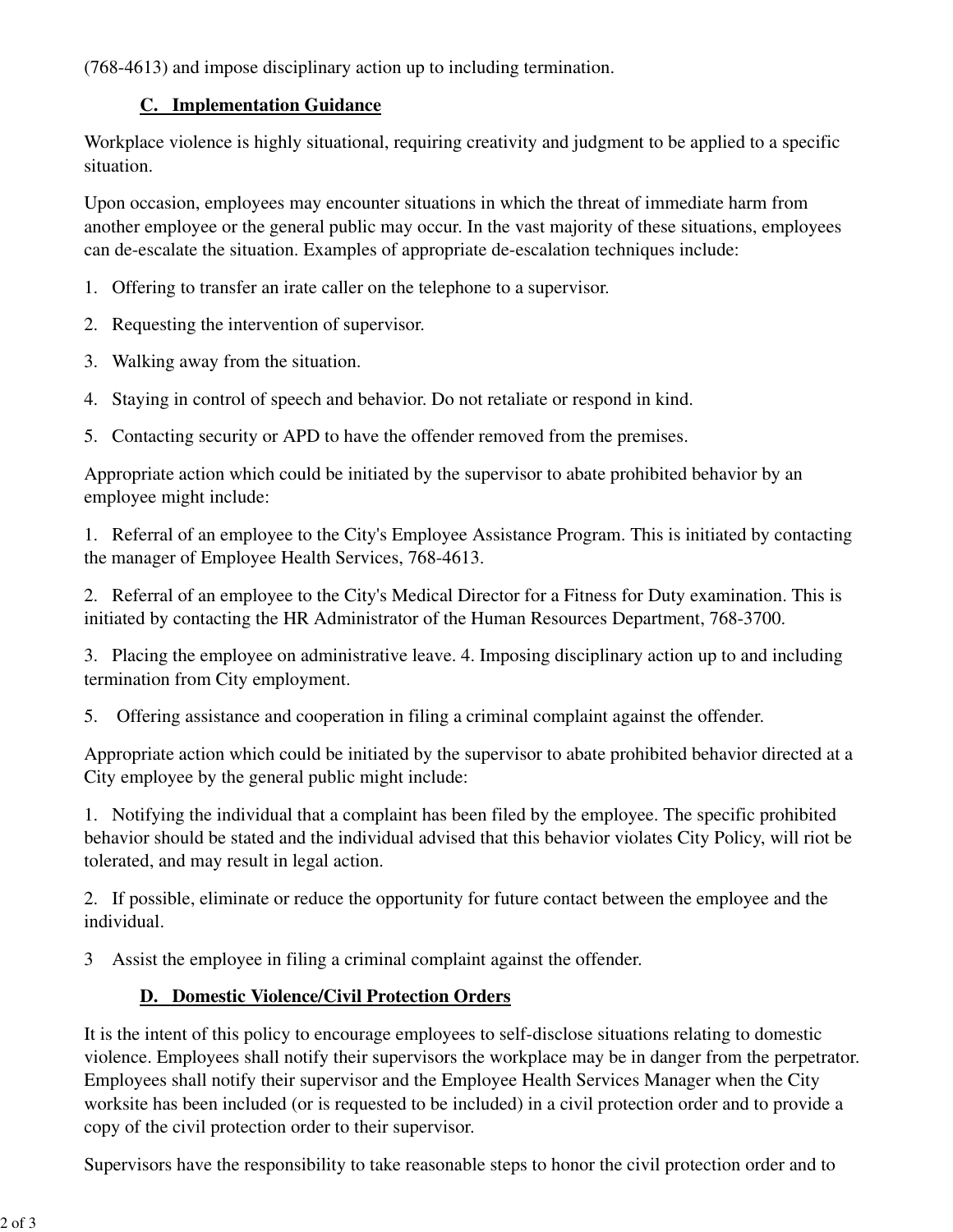(768-4613) and impose disciplinary action up to including termination.

### C. Implementation Guidance

Workplace violence is highly situational, requiring creativity and judgment to be applied to a specific situation.

Upon occasion, employees may encounter situations in which the threat of immediate harm from another employee or the general public may occur. In the vast majority of these situations, employees can de-escalate the situation. Examples of appropriate de-escalation techniques include:

1. Offering to transfer an irate caller on the telephone to a supervisor.
2. Requesting the intervention of supervisor.
3. Walking away from the situation.
4. Staying in control of speech and behavior. Do not retaliate or respond in kind.
5. Contacting security or APD to have the offender removed from the premises.

Appropriate action which could be initiated by the supervisor to abate prohibited behavior by an employee might include:

1. Referral of an employee to the City's Employee Assistance Program. This is initiated by contacting the manager of Employee Health Services, 768-4613.
2. Referral of an employee to the City's Medical Director for a Fitness for Duty examination. This is initiated by contacting the HR Administrator of the Human Resources Department, 768-3700.
3. Placing the employee on administrative leave. 4. Imposing disciplinary action up to and including termination from City employment.
5. Offering assistance and cooperation in filing a criminal complaint against the offender.

Appropriate action which could be initiated by the supervisor to abate prohibited behavior directed at a City employee by the general public might include:

1. Notifying the individual that a complaint has been filed by the employee. The specific prohibited behavior should be stated and the individual advised that this behavior violates City Policy, will riot be tolerated, and may result in legal action.
2. If possible, eliminate or reduce the opportunity for future contact between the employee and the individual.
3. Assist the employee in filing a criminal complaint against the offender.

### D. Domestic Violence/Civil Protection Orders

It is the intent of this policy to encourage employees to self-disclose situations relating to domestic violence. Employees shall notify their supervisors the workplace may be in danger from the perpetrator. Employees shall notify their supervisor and the Employee Health Services Manager when the City worksite has been included (or is requested to be included) in a civil protection order and to provide a copy of the civil protection order to their supervisor.

Supervisors have the responsibility to take reasonable steps to honor the civil protection order and to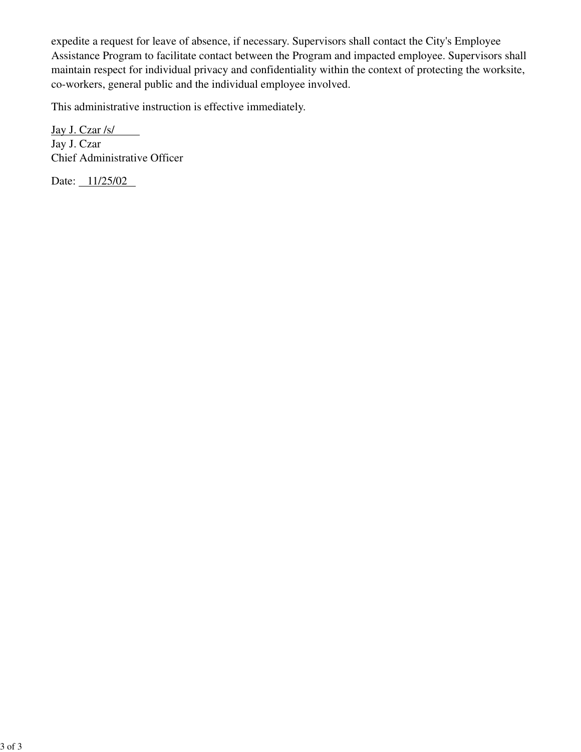expedite a request for leave of absence, if necessary. Supervisors shall contact the City's Employee Assistance Program to facilitate contact between the Program and impacted employee. Supervisors shall maintain respect for individual privacy and confidentiality within the context of protecting the worksite, co-workers, general public and the individual employee involved.

This administrative instruction is effective immediately.

Jay J. Czar /s/
Jay J. Czar
Chief Administrative Officer

Date: 11/25/02